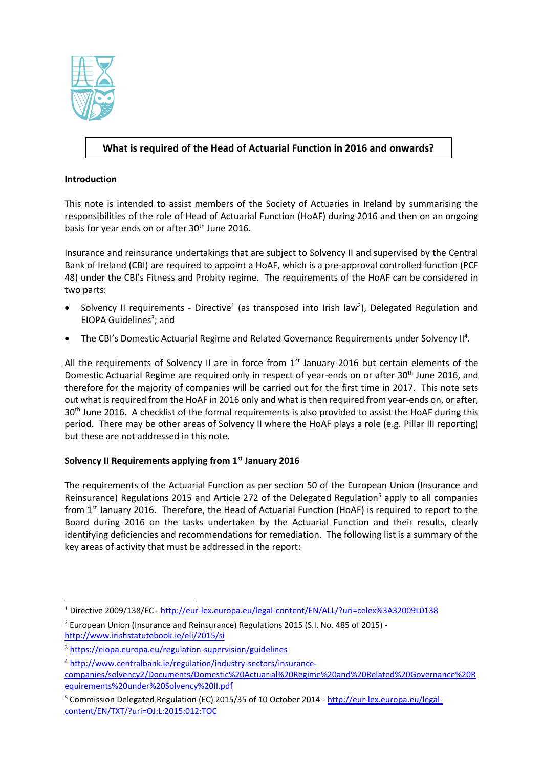# What is required of the Head of Actuarial Function in 2016 and onwards?

## Introduction

This note is intended to assist members of the Society of Actuaries in Ireland by summarising the responsibilities of the role of Head of Actuarial Function (HoAF) during 2016 and then on an ongoing basis for year ends on or after 30th June 2016.

Insurance and reinsurance undertakings that are subject to Solvency II and supervised by the Central Bank of Ireland (CBI) are required to appoint a HoAF, which is a pre-approval controlled function (PCF 48) under the CBI's Fitness and Probity regime. The requirements of the HoAF can be considered in two parts:

- Solvency II requirements - Directive[1] (as transposed into Irish law[2]), Delegated Regulation and EIOPA Guidelines[3]; and
- The CBI's Domestic Actuarial Regime and Related Governance Requirements under Solvency II[4].

All the requirements of Solvency II are in force from 1st January 2016 but certain elements of the Domestic Actuarial Regime are required only in respect of year-ends on or after 30th June 2016, and therefore for the majority of companies will be carried out for the first time in 2017. This note sets out what is required from the HoAF in 2016 only and what is then required from year-ends on, or after, 30th June 2016. A checklist of the formal requirements is also provided to assist the HoAF during this period. There may be other areas of Solvency II where the HoAF plays a role (e.g. Pillar III reporting) but these are not addressed in this note.

## Solvency II Requirements applying from 1st January 2016

The requirements of the Actuarial Function as per section 50 of the European Union (Insurance and Reinsurance) Regulations 2015 and Article 272 of the Delegated Regulation[5] apply to all companies from 1st January 2016. Therefore, the Head of Actuarial Function (HoAF) is required to report to the Board during 2016 on the tasks undertaken by the Actuarial Function and their results, clearly identifying deficiencies and recommendations for remediation. The following list is a summary of the key areas of activity that must be addressed in the report:

---

[1] Directive 2009/138/EC - http://eur-lex.europa.eu/legal-content/EN/ALL/?uri=celex%3A32009L0138

[2] European Union (Insurance and Reinsurance) Regulations 2015 (S.I. No. 485 of 2015) - http://www.irishstatutebook.ie/eli/2015/si

[3] https://eiopa.europa.eu/regulation-supervision/guidelines

[4] http://www.centralbank.ie/regulation/industry-sectors/insurance-companies/solvency2/Documents/Domestic%20Actuarial%20Regime%20and%20Related%20Governance%20Requirements%20under%20Solvency%20II.pdf

[5] Commission Delegated Regulation (EC) 2015/35 of 10 October 2014 - http://eur-lex.europa.eu/legal-content/EN/TXT/?uri=OJ:L:2015:012:TOC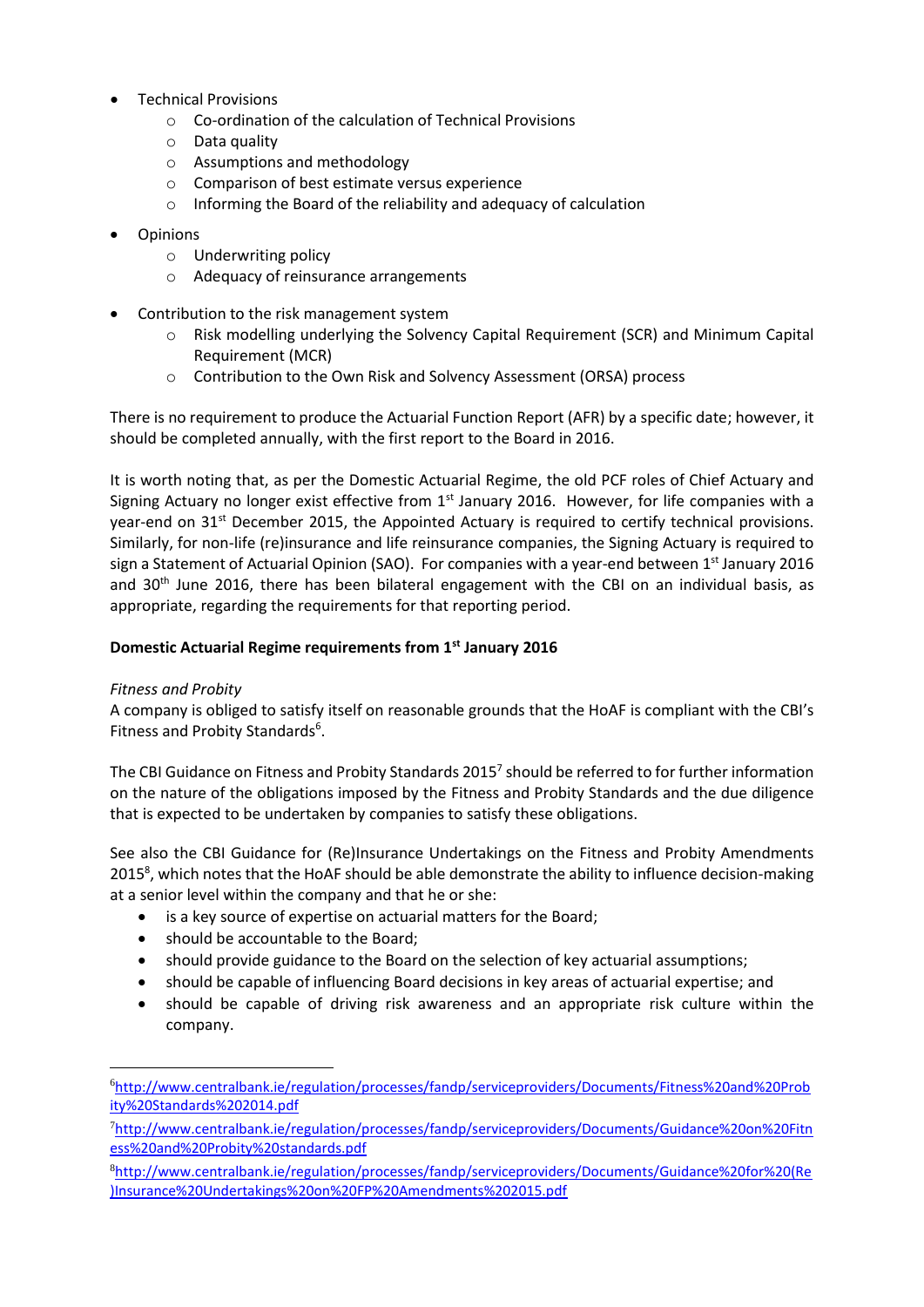- Technical Provisions
  - Co-ordination of the calculation of Technical Provisions
  - Data quality
  - Assumptions and methodology
  - Comparison of best estimate versus experience
  - Informing the Board of the reliability and adequacy of calculation

- Opinions
  - Underwriting policy
  - Adequacy of reinsurance arrangements

- Contribution to the risk management system
  - Risk modelling underlying the Solvency Capital Requirement (SCR) and Minimum Capital Requirement (MCR)
  - Contribution to the Own Risk and Solvency Assessment (ORSA) process

There is no requirement to produce the Actuarial Function Report (AFR) by a specific date; however, it should be completed annually, with the first report to the Board in 2016.

It is worth noting that, as per the Domestic Actuarial Regime, the old PCF roles of Chief Actuary and Signing Actuary no longer exist effective from 1st January 2016. However, for life companies with a year-end on 31st December 2015, the Appointed Actuary is required to certify technical provisions. Similarly, for non-life (re)insurance and life reinsurance companies, the Signing Actuary is required to sign a Statement of Actuarial Opinion (SAO). For companies with a year-end between 1st January 2016 and 30th June 2016, there has been bilateral engagement with the CBI on an individual basis, as appropriate, regarding the requirements for that reporting period.

**Domestic Actuarial Regime requirements from 1st January 2016**

*Fitness and Probity*

A company is obliged to satisfy itself on reasonable grounds that the HoAF is compliant with the CBI's Fitness and Probity Standards[6].

The CBI Guidance on Fitness and Probity Standards 2015[7] should be referred to for further information on the nature of the obligations imposed by the Fitness and Probity Standards and the due diligence that is expected to be undertaken by companies to satisfy these obligations.

See also the CBI Guidance for (Re)Insurance Undertakings on the Fitness and Probity Amendments 2015[8], which notes that the HoAF should be able demonstrate the ability to influence decision-making at a senior level within the company and that he or she:

- is a key source of expertise on actuarial matters for the Board;
- should be accountable to the Board;
- should provide guidance to the Board on the selection of key actuarial assumptions;
- should be capable of influencing Board decisions in key areas of actuarial expertise; and
- should be capable of driving risk awareness and an appropriate risk culture within the company.

---

[6] http://www.centralbank.ie/regulation/processes/fandp/serviceproviders/Documents/Fitness%20and%20Probity%20Standards%202014.pdf

[7] http://www.centralbank.ie/regulation/processes/fandp/serviceproviders/Documents/Guidance%20on%20Fitness%20and%20Probity%20standards.pdf

[8] http://www.centralbank.ie/regulation/processes/fandp/serviceproviders/Documents/Guidance%20for%20(Re)Insurance%20Undertakings%20on%20FP%20Amendments%202015.pdf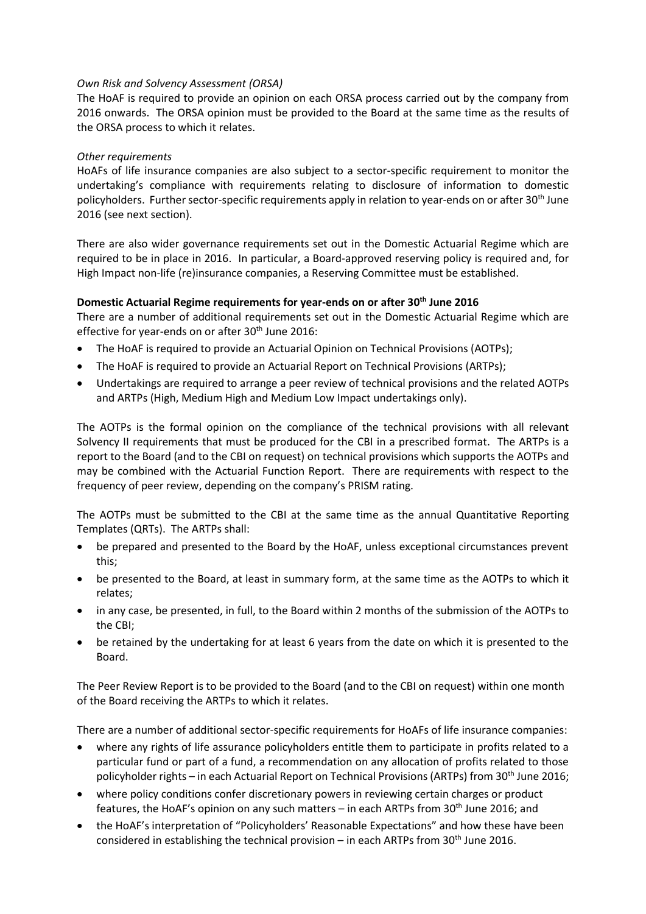*Own Risk and Solvency Assessment (ORSA)*

The HoAF is required to provide an opinion on each ORSA process carried out by the company from 2016 onwards. The ORSA opinion must be provided to the Board at the same time as the results of the ORSA process to which it relates.

*Other requirements*

HoAFs of life insurance companies are also subject to a sector-specific requirement to monitor the undertaking's compliance with requirements relating to disclosure of information to domestic policyholders. Further sector-specific requirements apply in relation to year-ends on or after 30th June 2016 (see next section).

There are also wider governance requirements set out in the Domestic Actuarial Regime which are required to be in place in 2016. In particular, a Board-approved reserving policy is required and, for High Impact non-life (re)insurance companies, a Reserving Committee must be established.

**Domestic Actuarial Regime requirements for year-ends on or after 30th June 2016**

There are a number of additional requirements set out in the Domestic Actuarial Regime which are effective for year-ends on or after 30th June 2016:

- The HoAF is required to provide an Actuarial Opinion on Technical Provisions (AOTPs);
- The HoAF is required to provide an Actuarial Report on Technical Provisions (ARTPs);
- Undertakings are required to arrange a peer review of technical provisions and the related AOTPs and ARTPs (High, Medium High and Medium Low Impact undertakings only).

The AOTPs is the formal opinion on the compliance of the technical provisions with all relevant Solvency II requirements that must be produced for the CBI in a prescribed format. The ARTPs is a report to the Board (and to the CBI on request) on technical provisions which supports the AOTPs and may be combined with the Actuarial Function Report. There are requirements with respect to the frequency of peer review, depending on the company's PRISM rating.

The AOTPs must be submitted to the CBI at the same time as the annual Quantitative Reporting Templates (QRTs). The ARTPs shall:

- be prepared and presented to the Board by the HoAF, unless exceptional circumstances prevent this;
- be presented to the Board, at least in summary form, at the same time as the AOTPs to which it relates;
- in any case, be presented, in full, to the Board within 2 months of the submission of the AOTPs to the CBI;
- be retained by the undertaking for at least 6 years from the date on which it is presented to the Board.

The Peer Review Report is to be provided to the Board (and to the CBI on request) within one month of the Board receiving the ARTPs to which it relates.

There are a number of additional sector-specific requirements for HoAFs of life insurance companies:

- where any rights of life assurance policyholders entitle them to participate in profits related to a particular fund or part of a fund, a recommendation on any allocation of profits related to those policyholder rights – in each Actuarial Report on Technical Provisions (ARTPs) from 30th June 2016;
- where policy conditions confer discretionary powers in reviewing certain charges or product features, the HoAF's opinion on any such matters – in each ARTPs from 30th June 2016; and
- the HoAF's interpretation of "Policyholders' Reasonable Expectations" and how these have been considered in establishing the technical provision – in each ARTPs from 30th June 2016.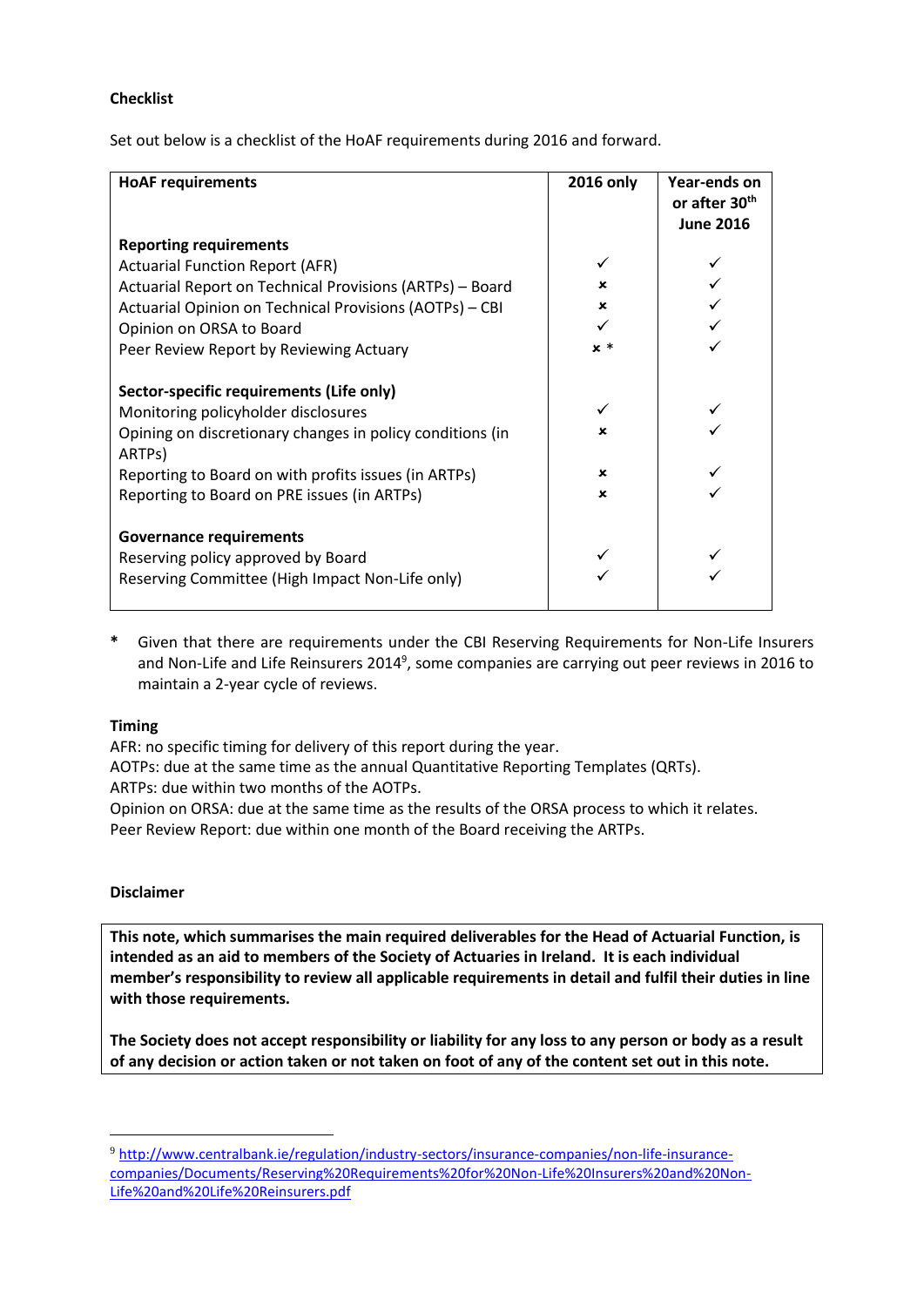**Checklist**

Set out below is a checklist of the HoAF requirements during 2016 and forward.

| HoAF requirements | 2016 only | Year-ends on or after 30th June 2016 |
|---|---|---|
| **Reporting requirements** | | |
| Actuarial Function Report (AFR) | ✓ | ✓ |
| Actuarial Report on Technical Provisions (ARTPs) – Board | × | ✓ |
| Actuarial Opinion on Technical Provisions (AOTPs) – CBI | × | ✓ |
| Opinion on ORSA to Board | ✓ | ✓ |
| Peer Review Report by Reviewing Actuary | × * | ✓ |
| **Sector-specific requirements (Life only)** | | |
| Monitoring policyholder disclosures | ✓ | ✓ |
| Opining on discretionary changes in policy conditions (in ARTPs) | × | ✓ |
| Reporting to Board on with profits issues (in ARTPs) | × | ✓ |
| Reporting to Board on PRE issues (in ARTPs) | × | ✓ |
| **Governance requirements** | | |
| Reserving policy approved by Board | ✓ | ✓ |
| Reserving Committee (High Impact Non-Life only) | ✓ | ✓ |

\* Given that there are requirements under the CBI Reserving Requirements for Non-Life Insurers and Non-Life and Life Reinsurers 2014[9], some companies are carrying out peer reviews in 2016 to maintain a 2-year cycle of reviews.

**Timing**

AFR: no specific timing for delivery of this report during the year.
AOTPs: due at the same time as the annual Quantitative Reporting Templates (QRTs).
ARTPs: due within two months of the AOTPs.
Opinion on ORSA: due at the same time as the results of the ORSA process to which it relates.
Peer Review Report: due within one month of the Board receiving the ARTPs.

**Disclaimer**

**This note, which summarises the main required deliverables for the Head of Actuarial Function, is intended as an aid to members of the Society of Actuaries in Ireland. It is each individual member's responsibility to review all applicable requirements in detail and fulfil their duties in line with those requirements.**

**The Society does not accept responsibility or liability for any loss to any person or body as a result of any decision or action taken or not taken on foot of any of the content set out in this note.**

[9] http://www.centralbank.ie/regulation/industry-sectors/insurance-companies/non-life-insurance-companies/Documents/Reserving%20Requirements%20for%20Non-Life%20Insurers%20and%20Non-Life%20and%20Life%20Reinsurers.pdf